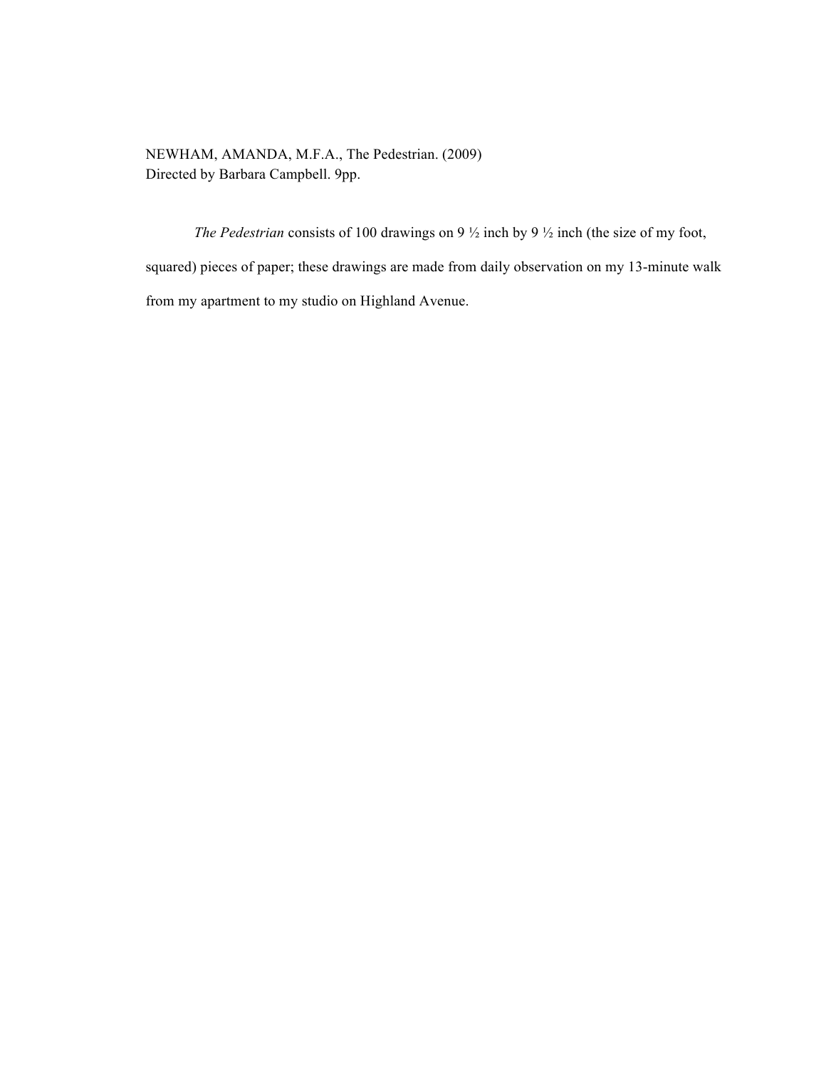NEWHAM, AMANDA, M.F.A., The Pedestrian. (2009)
Directed by Barbara Campbell. 9pp.

*The Pedestrian* consists of 100 drawings on 9 ½ inch by 9 ½ inch (the size of my foot, squared) pieces of paper; these drawings are made from daily observation on my 13-minute walk from my apartment to my studio on Highland Avenue.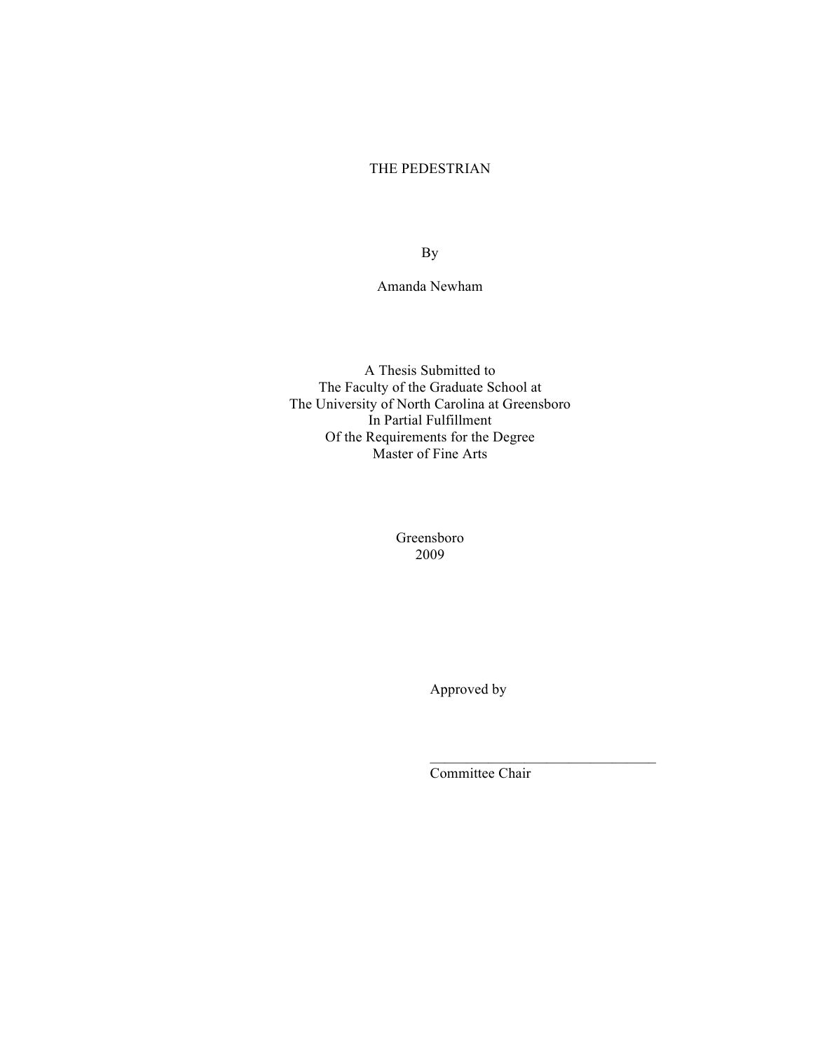# THE PEDESTRIAN

By

Amanda Newham

A Thesis Submitted to
The Faculty of the Graduate School at
The University of North Carolina at Greensboro
In Partial Fulfillment
Of the Requirements for the Degree
Master of Fine Arts

Greensboro
2009

Approved by

_______________________________
Committee Chair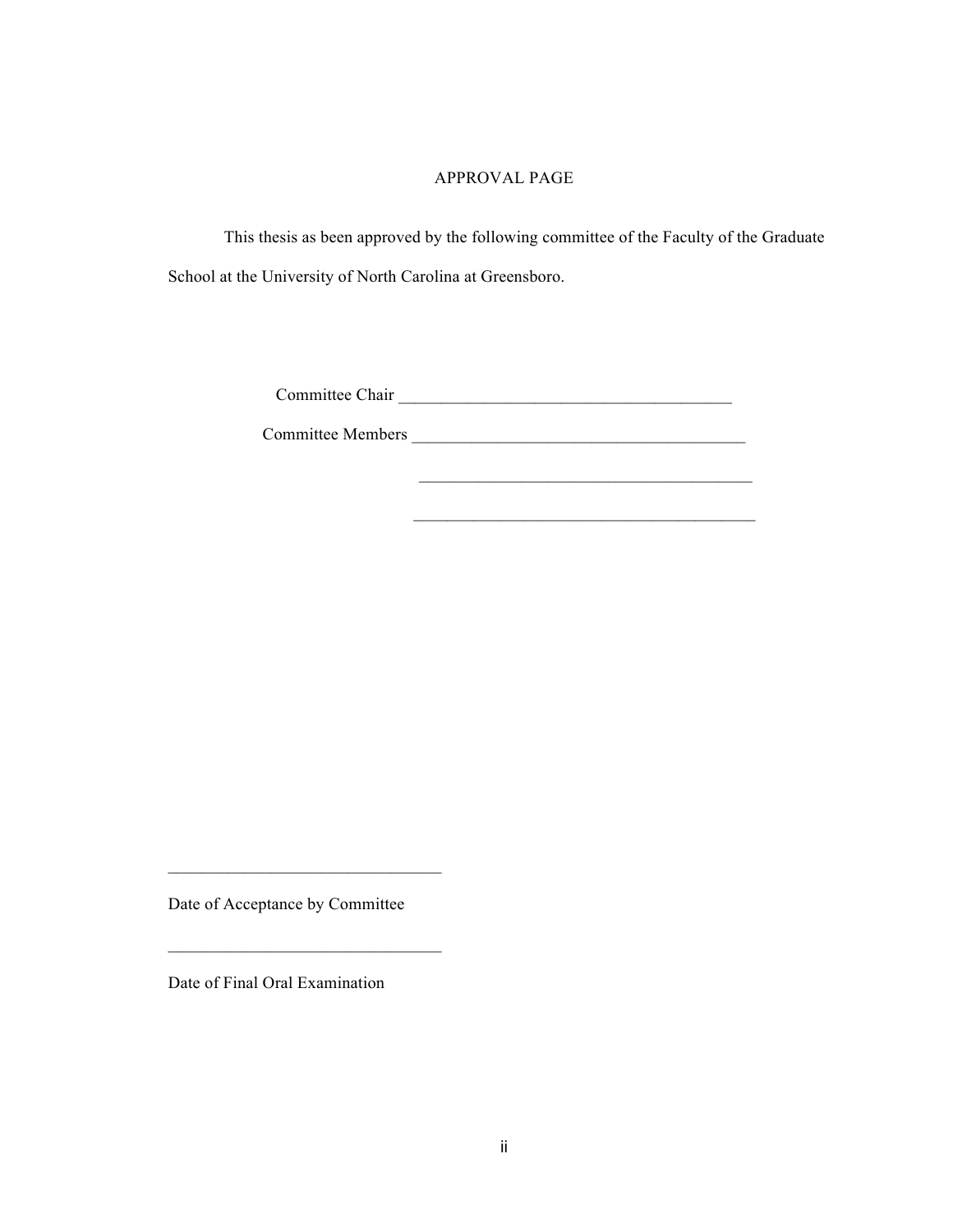# APPROVAL PAGE

This thesis as been approved by the following committee of the Faculty of the Graduate School at the University of North Carolina at Greensboro.

Committee Chair ________________________________________

Committee Members ________________________________________

________________________________________

________________________________________

________________________________

Date of Acceptance by Committee

________________________________

Date of Final Oral Examination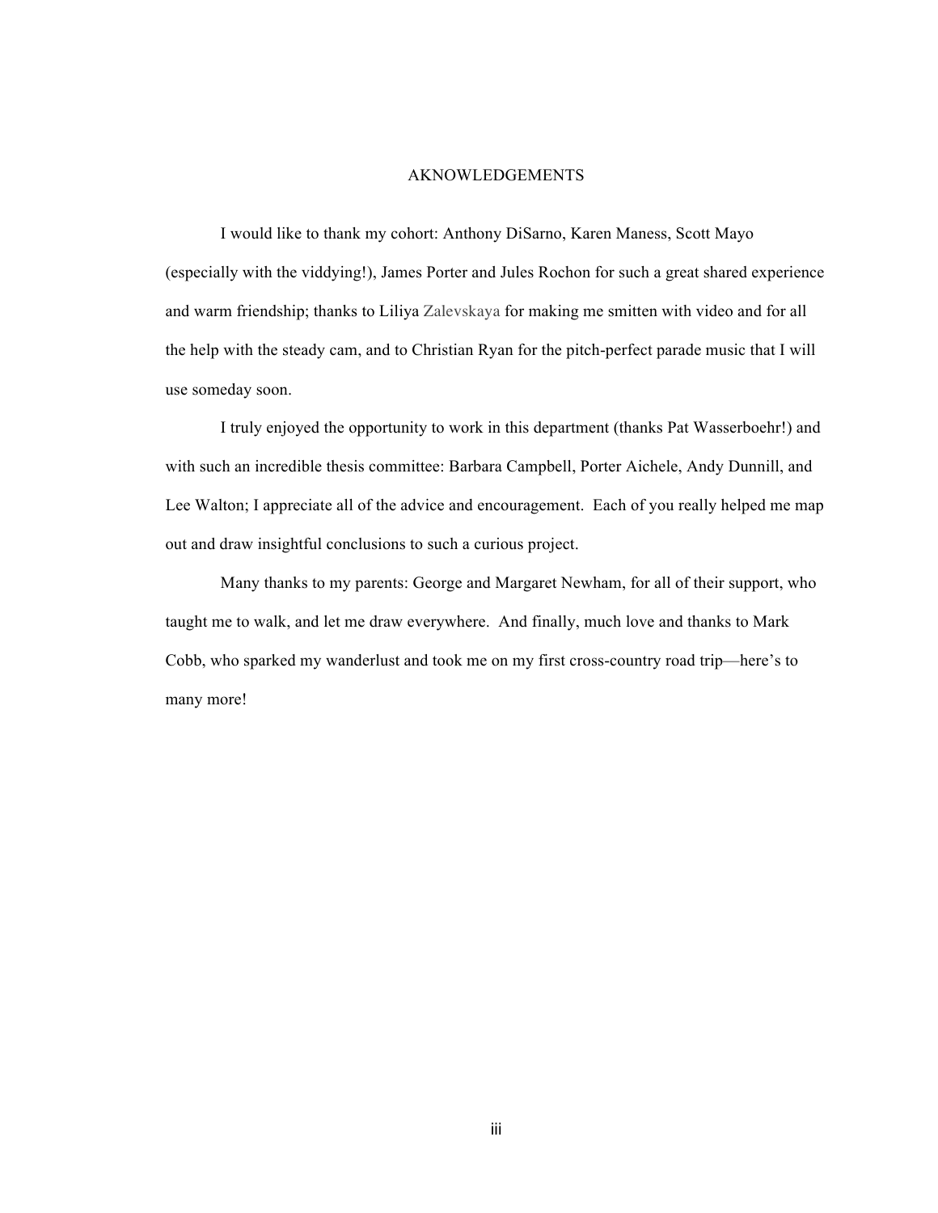# AKNOWLEDGEMENTS

I would like to thank my cohort: Anthony DiSarno, Karen Maness, Scott Mayo (especially with the viddying!), James Porter and Jules Rochon for such a great shared experience and warm friendship; thanks to Liliya Zalevskaya for making me smitten with video and for all the help with the steady cam, and to Christian Ryan for the pitch-perfect parade music that I will use someday soon.

I truly enjoyed the opportunity to work in this department (thanks Pat Wasserboehr!) and with such an incredible thesis committee: Barbara Campbell, Porter Aichele, Andy Dunnill, and Lee Walton; I appreciate all of the advice and encouragement. Each of you really helped me map out and draw insightful conclusions to such a curious project.

Many thanks to my parents: George and Margaret Newham, for all of their support, who taught me to walk, and let me draw everywhere. And finally, much love and thanks to Mark Cobb, who sparked my wanderlust and took me on my first cross-country road trip—here's to many more!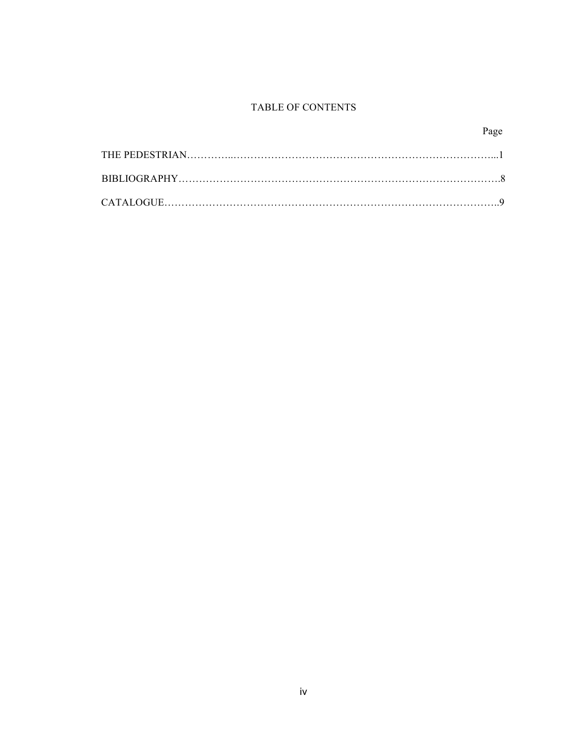# TABLE OF CONTENTS

| | Page |
|---|---|
| THE PEDESTRIAN | 1 |
| BIBLIOGRAPHY | 8 |
| CATALOGUE | 9 |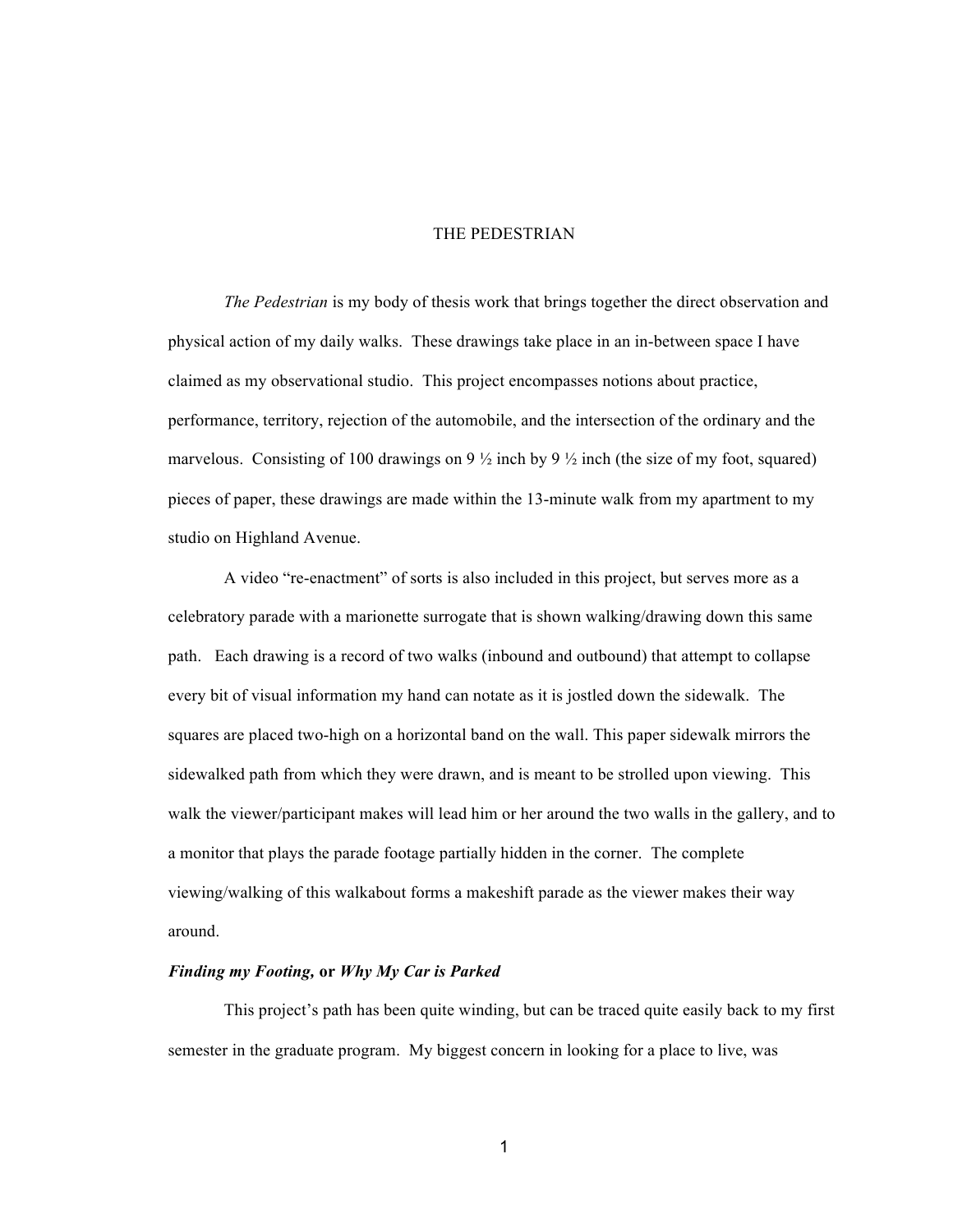# THE PEDESTRIAN

*The Pedestrian* is my body of thesis work that brings together the direct observation and physical action of my daily walks. These drawings take place in an in-between space I have claimed as my observational studio. This project encompasses notions about practice, performance, territory, rejection of the automobile, and the intersection of the ordinary and the marvelous. Consisting of 100 drawings on 9 ½ inch by 9 ½ inch (the size of my foot, squared) pieces of paper, these drawings are made within the 13-minute walk from my apartment to my studio on Highland Avenue.

A video "re-enactment" of sorts is also included in this project, but serves more as a celebratory parade with a marionette surrogate that is shown walking/drawing down this same path. Each drawing is a record of two walks (inbound and outbound) that attempt to collapse every bit of visual information my hand can notate as it is jostled down the sidewalk. The squares are placed two-high on a horizontal band on the wall. This paper sidewalk mirrors the sidewalked path from which they were drawn, and is meant to be strolled upon viewing. This walk the viewer/participant makes will lead him or her around the two walls in the gallery, and to a monitor that plays the parade footage partially hidden in the corner. The complete viewing/walking of this walkabout forms a makeshift parade as the viewer makes their way around.

### ***Finding my Footing*, or *Why My Car is Parked***

This project's path has been quite winding, but can be traced quite easily back to my first semester in the graduate program. My biggest concern in looking for a place to live, was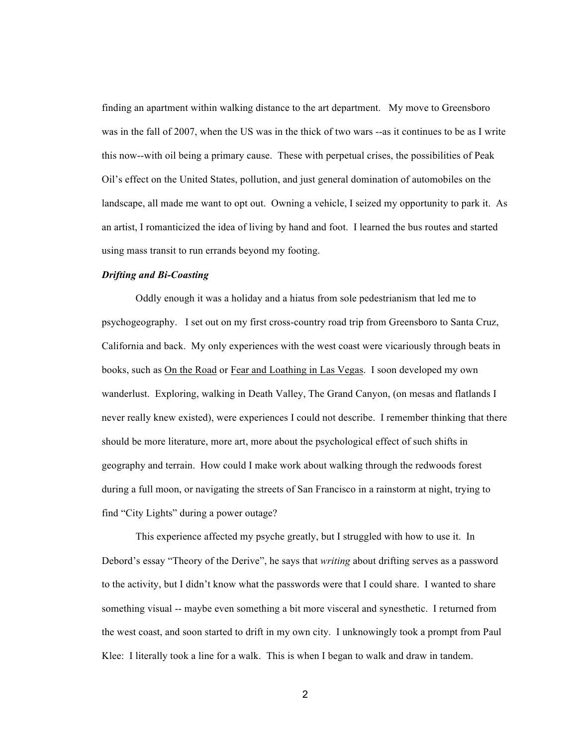finding an apartment within walking distance to the art department. My move to Greensboro was in the fall of 2007, when the US was in the thick of two wars --as it continues to be as I write this now--with oil being a primary cause. These with perpetual crises, the possibilities of Peak Oil's effect on the United States, pollution, and just general domination of automobiles on the landscape, all made me want to opt out. Owning a vehicle, I seized my opportunity to park it. As an artist, I romanticized the idea of living by hand and foot. I learned the bus routes and started using mass transit to run errands beyond my footing.

***Drifting and Bi-Coasting***

Oddly enough it was a holiday and a hiatus from sole pedestrianism that led me to psychogeography. I set out on my first cross-country road trip from Greensboro to Santa Cruz, California and back. My only experiences with the west coast were vicariously through beats in books, such as <u>On the Road</u> or <u>Fear and Loathing in Las Vegas</u>. I soon developed my own wanderlust. Exploring, walking in Death Valley, The Grand Canyon, (on mesas and flatlands I never really knew existed), were experiences I could not describe. I remember thinking that there should be more literature, more art, more about the psychological effect of such shifts in geography and terrain. How could I make work about walking through the redwoods forest during a full moon, or navigating the streets of San Francisco in a rainstorm at night, trying to find "City Lights" during a power outage?

This experience affected my psyche greatly, but I struggled with how to use it. In Debord's essay "Theory of the Derive", he says that *writing* about drifting serves as a password to the activity, but I didn't know what the passwords were that I could share. I wanted to share something visual -- maybe even something a bit more visceral and synesthetic. I returned from the west coast, and soon started to drift in my own city. I unknowingly took a prompt from Paul Klee: I literally took a line for a walk. This is when I began to walk and draw in tandem.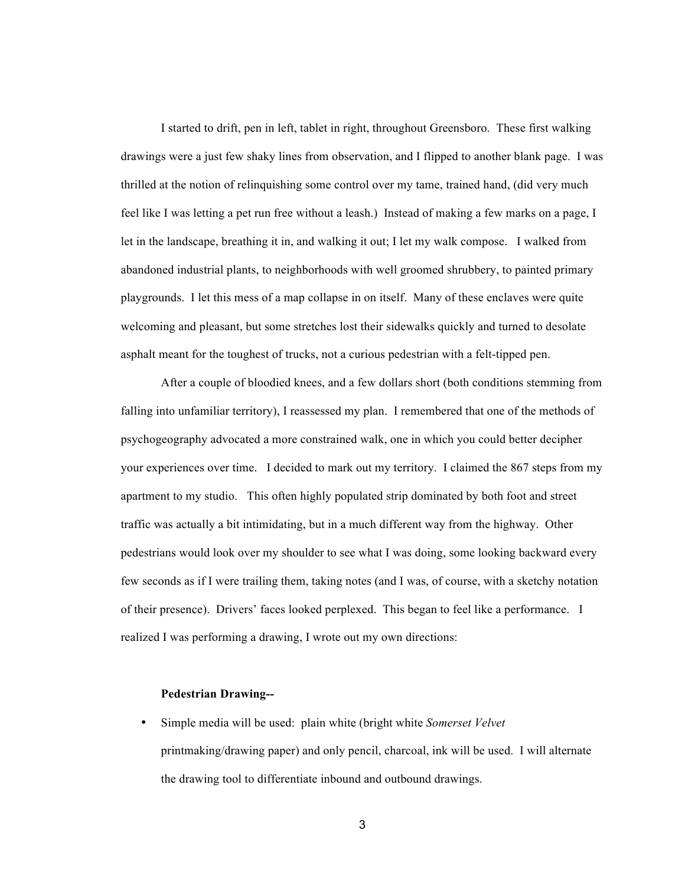I started to drift, pen in left, tablet in right, throughout Greensboro. These first walking drawings were a just few shaky lines from observation, and I flipped to another blank page. I was thrilled at the notion of relinquishing some control over my tame, trained hand, (did very much feel like I was letting a pet run free without a leash.) Instead of making a few marks on a page, I let in the landscape, breathing it in, and walking it out; I let my walk compose. I walked from abandoned industrial plants, to neighborhoods with well groomed shrubbery, to painted primary playgrounds. I let this mess of a map collapse in on itself. Many of these enclaves were quite welcoming and pleasant, but some stretches lost their sidewalks quickly and turned to desolate asphalt meant for the toughest of trucks, not a curious pedestrian with a felt-tipped pen.

After a couple of bloodied knees, and a few dollars short (both conditions stemming from falling into unfamiliar territory), I reassessed my plan. I remembered that one of the methods of psychogeography advocated a more constrained walk, one in which you could better decipher your experiences over time. I decided to mark out my territory. I claimed the 867 steps from my apartment to my studio. This often highly populated strip dominated by both foot and street traffic was actually a bit intimidating, but in a much different way from the highway. Other pedestrians would look over my shoulder to see what I was doing, some looking backward every few seconds as if I were trailing them, taking notes (and I was, of course, with a sketchy notation of their presence). Drivers' faces looked perplexed. This began to feel like a performance. I realized I was performing a drawing, I wrote out my own directions:

**Pedestrian Drawing--**

- Simple media will be used: plain white (bright white *Somerset Velvet* printmaking/drawing paper) and only pencil, charcoal, ink will be used. I will alternate the drawing tool to differentiate inbound and outbound drawings.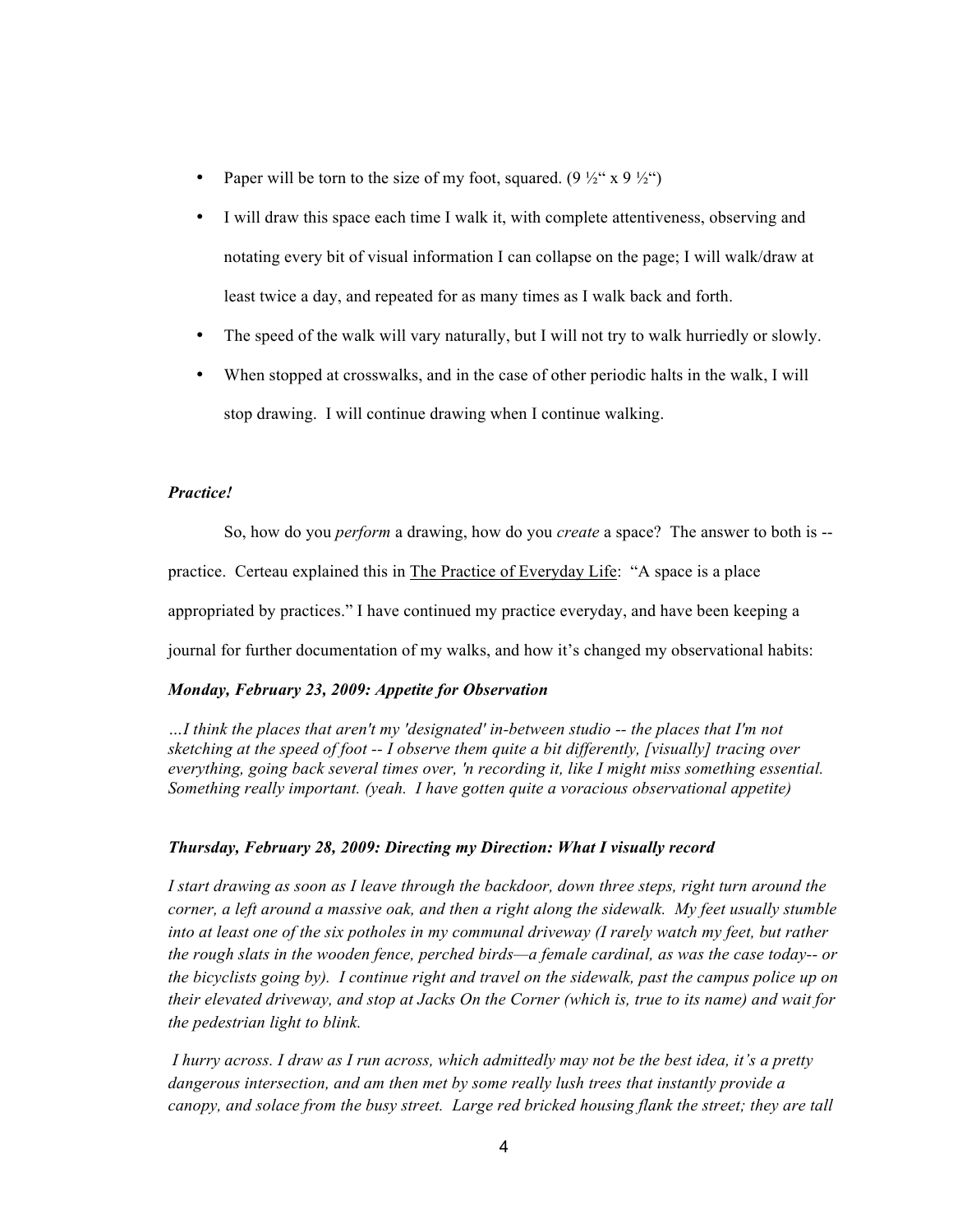- Paper will be torn to the size of my foot, squared. (9 ½" x 9 ½")
- I will draw this space each time I walk it, with complete attentiveness, observing and notating every bit of visual information I can collapse on the page; I will walk/draw at least twice a day, and repeated for as many times as I walk back and forth.
- The speed of the walk will vary naturally, but I will not try to walk hurriedly or slowly.
- When stopped at crosswalks, and in the case of other periodic halts in the walk, I will stop drawing. I will continue drawing when I continue walking.

***Practice!***

So, how do you *perform* a drawing, how do you *create* a space? The answer to both is -- practice. Certeau explained this in The Practice of Everyday Life: "A space is a place appropriated by practices." I have continued my practice everyday, and have been keeping a journal for further documentation of my walks, and how it's changed my observational habits:

***Monday, February 23, 2009: Appetite for Observation***

*…I think the places that aren't my 'designated' in-between studio -- the places that I'm not sketching at the speed of foot -- I observe them quite a bit differently, [visually] tracing over everything, going back several times over, 'n recording it, like I might miss something essential. Something really important. (yeah. I have gotten quite a voracious observational appetite)*

***Thursday, February 28, 2009: Directing my Direction: What I visually record***

*I start drawing as soon as I leave through the backdoor, down three steps, right turn around the corner, a left around a massive oak, and then a right along the sidewalk. My feet usually stumble into at least one of the six potholes in my communal driveway (I rarely watch my feet, but rather the rough slats in the wooden fence, perched birds—a female cardinal, as was the case today-- or the bicyclists going by). I continue right and travel on the sidewalk, past the campus police up on their elevated driveway, and stop at Jacks On the Corner (which is, true to its name) and wait for the pedestrian light to blink.*

*I hurry across. I draw as I run across, which admittedly may not be the best idea, it's a pretty dangerous intersection, and am then met by some really lush trees that instantly provide a canopy, and solace from the busy street. Large red bricked housing flank the street; they are tall*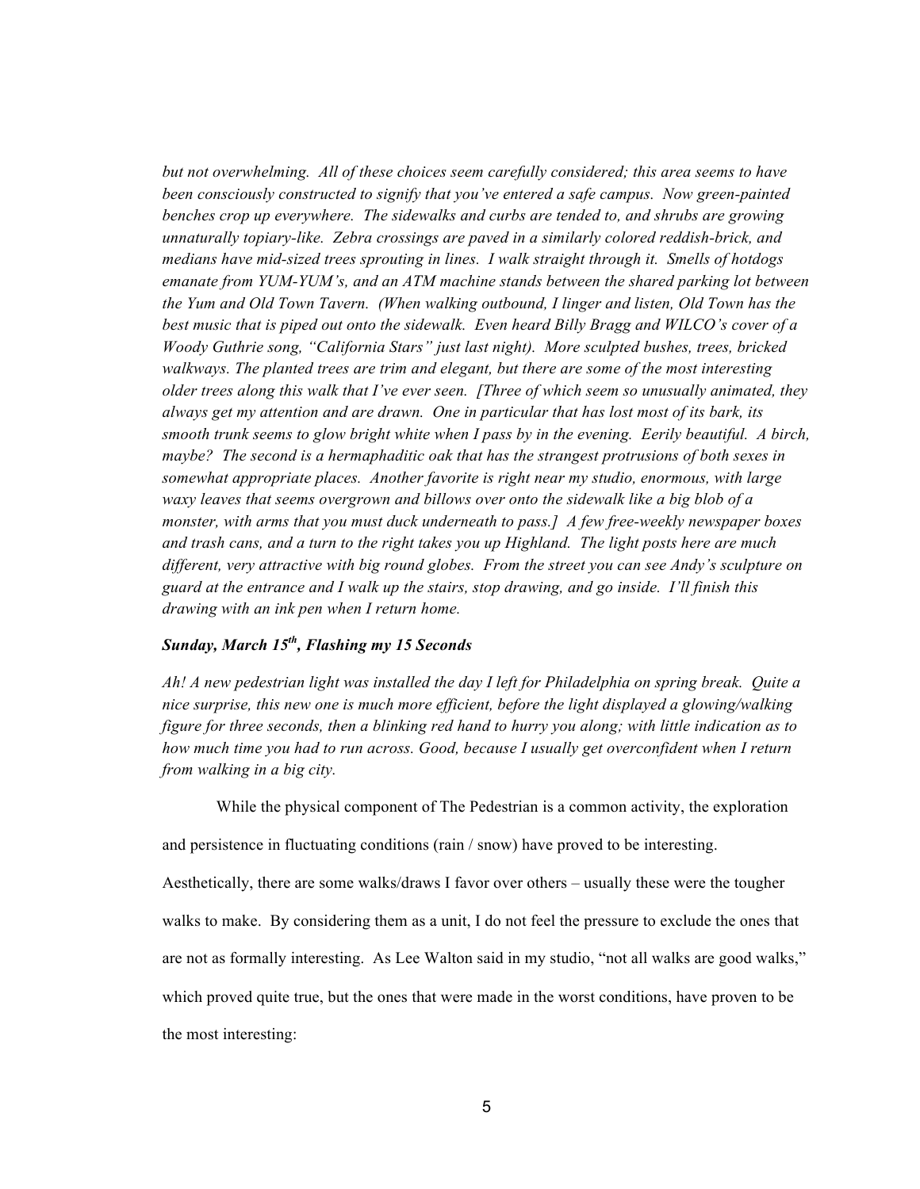*but not overwhelming. All of these choices seem carefully considered; this area seems to have been consciously constructed to signify that you've entered a safe campus. Now green-painted benches crop up everywhere. The sidewalks and curbs are tended to, and shrubs are growing unnaturally topiary-like. Zebra crossings are paved in a similarly colored reddish-brick, and medians have mid-sized trees sprouting in lines. I walk straight through it. Smells of hotdogs emanate from YUM-YUM's, and an ATM machine stands between the shared parking lot between the Yum and Old Town Tavern. (When walking outbound, I linger and listen, Old Town has the best music that is piped out onto the sidewalk. Even heard Billy Bragg and WILCO's cover of a Woody Guthrie song, "California Stars" just last night). More sculpted bushes, trees, bricked walkways. The planted trees are trim and elegant, but there are some of the most interesting older trees along this walk that I've ever seen. [Three of which seem so unusually animated, they always get my attention and are drawn. One in particular that has lost most of its bark, its smooth trunk seems to glow bright white when I pass by in the evening. Eerily beautiful. A birch, maybe? The second is a hermaphraditic oak that has the strangest protrusions of both sexes in somewhat appropriate places. Another favorite is right near my studio, enormous, with large waxy leaves that seems overgrown and billows over onto the sidewalk like a big blob of a monster, with arms that you must duck underneath to pass.] A few free-weekly newspaper boxes and trash cans, and a turn to the right takes you up Highland. The light posts here are much different, very attractive with big round globes. From the street you can see Andy's sculpture on guard at the entrance and I walk up the stairs, stop drawing, and go inside. I'll finish this drawing with an ink pen when I return home.*

### *Sunday, March 15th, Flashing my 15 Seconds*

*Ah! A new pedestrian light was installed the day I left for Philadelphia on spring break. Quite a nice surprise, this new one is much more efficient, before the light displayed a glowing/walking figure for three seconds, then a blinking red hand to hurry you along; with little indication as to how much time you had to run across. Good, because I usually get overconfident when I return from walking in a big city.*

While the physical component of The Pedestrian is a common activity, the exploration and persistence in fluctuating conditions (rain / snow) have proved to be interesting. Aesthetically, there are some walks/draws I favor over others – usually these were the tougher walks to make. By considering them as a unit, I do not feel the pressure to exclude the ones that are not as formally interesting. As Lee Walton said in my studio, "not all walks are good walks," which proved quite true, but the ones that were made in the worst conditions, have proven to be the most interesting: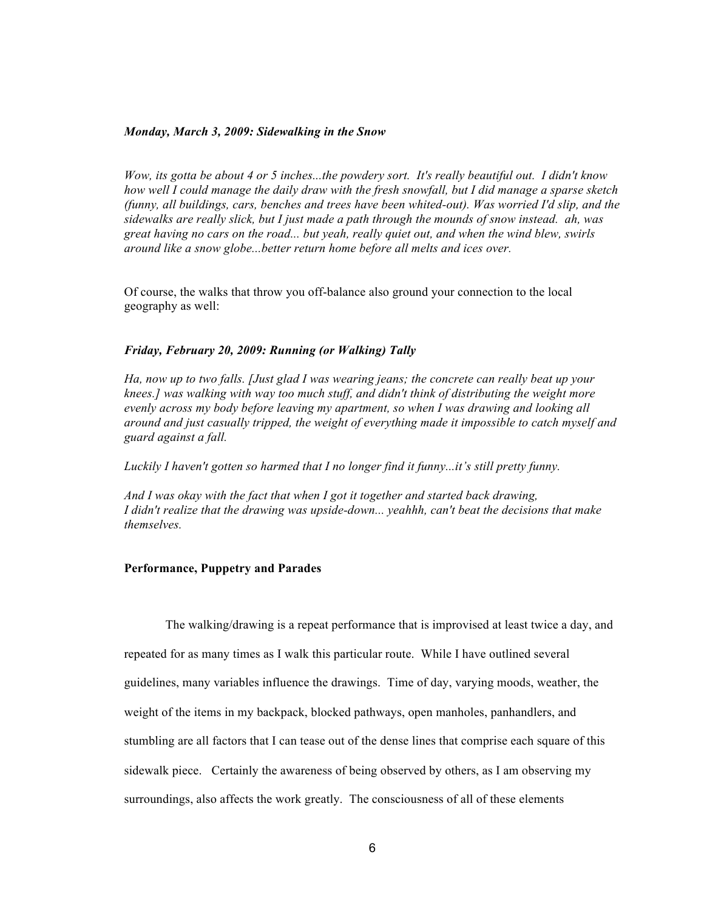***Monday, March 3, 2009: Sidewalking in the Snow***

*Wow, its gotta be about 4 or 5 inches...the powdery sort. It's really beautiful out. I didn't know how well I could manage the daily draw with the fresh snowfall, but I did manage a sparse sketch (funny, all buildings, cars, benches and trees have been whited-out). Was worried I'd slip, and the sidewalks are really slick, but I just made a path through the mounds of snow instead. ah, was great having no cars on the road... but yeah, really quiet out, and when the wind blew, swirls around like a snow globe...better return home before all melts and ices over.*

Of course, the walks that throw you off-balance also ground your connection to the local geography as well:

***Friday, February 20, 2009: Running (or Walking) Tally***

*Ha, now up to two falls. [Just glad I was wearing jeans; the concrete can really beat up your knees.] was walking with way too much stuff, and didn't think of distributing the weight more evenly across my body before leaving my apartment, so when I was drawing and looking all around and just casually tripped, the weight of everything made it impossible to catch myself and guard against a fall.*

*Luckily I haven't gotten so harmed that I no longer find it funny...it's still pretty funny.*

*And I was okay with the fact that when I got it together and started back drawing, I didn't realize that the drawing was upside-down... yeahhh, can't beat the decisions that make themselves.*

**Performance, Puppetry and Parades**

The walking/drawing is a repeat performance that is improvised at least twice a day, and repeated for as many times as I walk this particular route. While I have outlined several guidelines, many variables influence the drawings. Time of day, varying moods, weather, the weight of the items in my backpack, blocked pathways, open manholes, panhandlers, and stumbling are all factors that I can tease out of the dense lines that comprise each square of this sidewalk piece. Certainly the awareness of being observed by others, as I am observing my surroundings, also affects the work greatly. The consciousness of all of these elements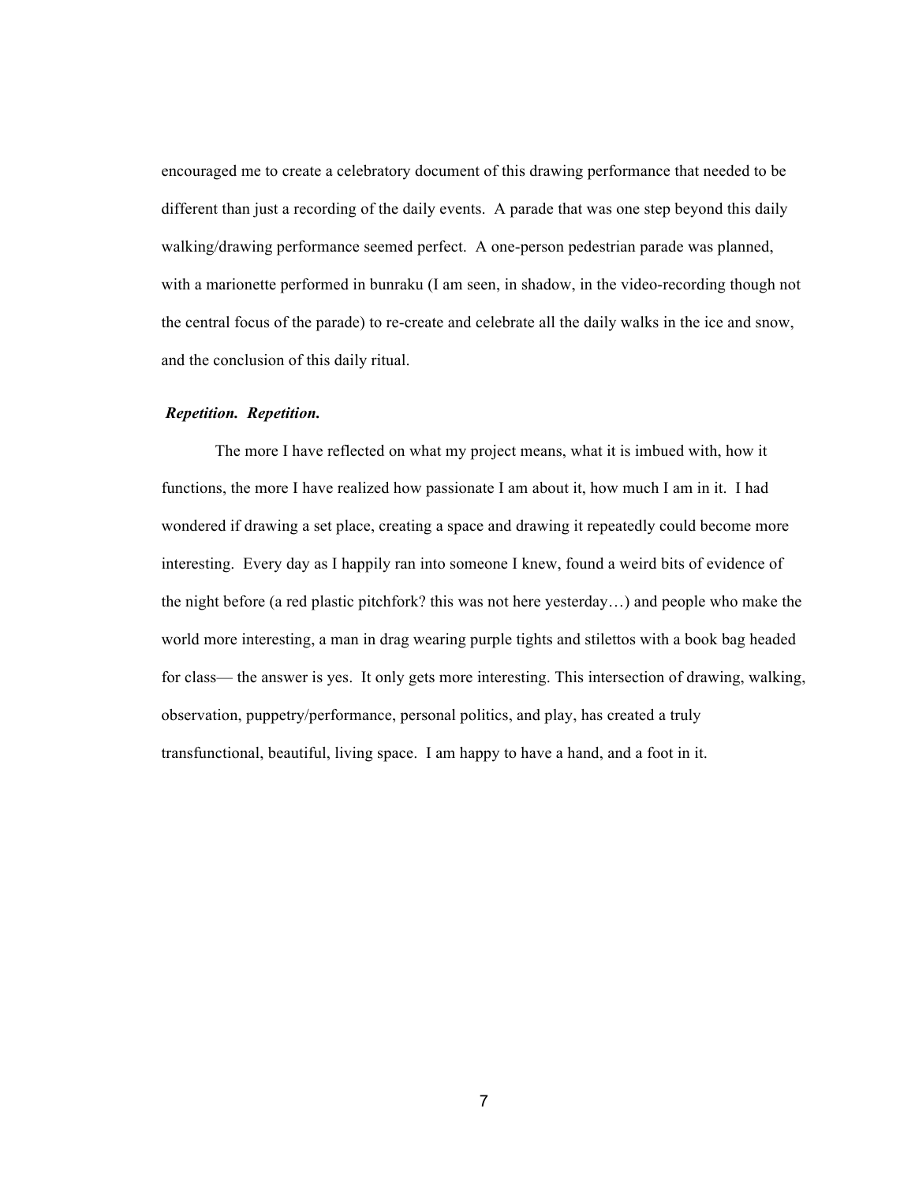encouraged me to create a celebratory document of this drawing performance that needed to be different than just a recording of the daily events. A parade that was one step beyond this daily walking/drawing performance seemed perfect. A one-person pedestrian parade was planned, with a marionette performed in bunraku (I am seen, in shadow, in the video-recording though not the central focus of the parade) to re-create and celebrate all the daily walks in the ice and snow, and the conclusion of this daily ritual.

***Repetition. Repetition.***

The more I have reflected on what my project means, what it is imbued with, how it functions, the more I have realized how passionate I am about it, how much I am in it. I had wondered if drawing a set place, creating a space and drawing it repeatedly could become more interesting. Every day as I happily ran into someone I knew, found a weird bits of evidence of the night before (a red plastic pitchfork? this was not here yesterday…) and people who make the world more interesting, a man in drag wearing purple tights and stilettos with a book bag headed for class— the answer is yes. It only gets more interesting. This intersection of drawing, walking, observation, puppetry/performance, personal politics, and play, has created a truly transfunctional, beautiful, living space. I am happy to have a hand, and a foot in it.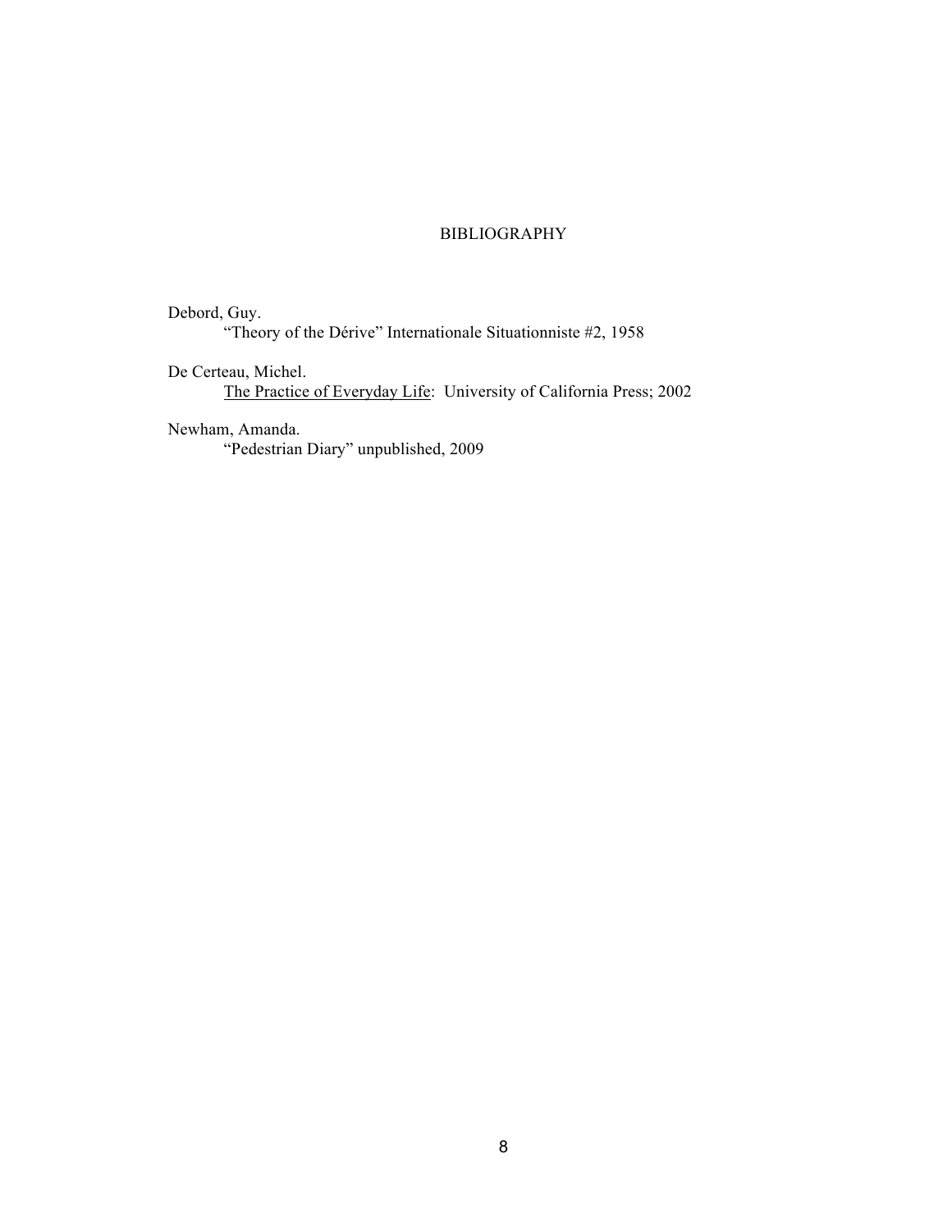# BIBLIOGRAPHY

Debord, Guy.
"Theory of the Dérive" Internationale Situationniste #2, 1958

De Certeau, Michel.
<u>The Practice of Everyday Life</u>: University of California Press; 2002

Newham, Amanda.
"Pedestrian Diary" unpublished, 2009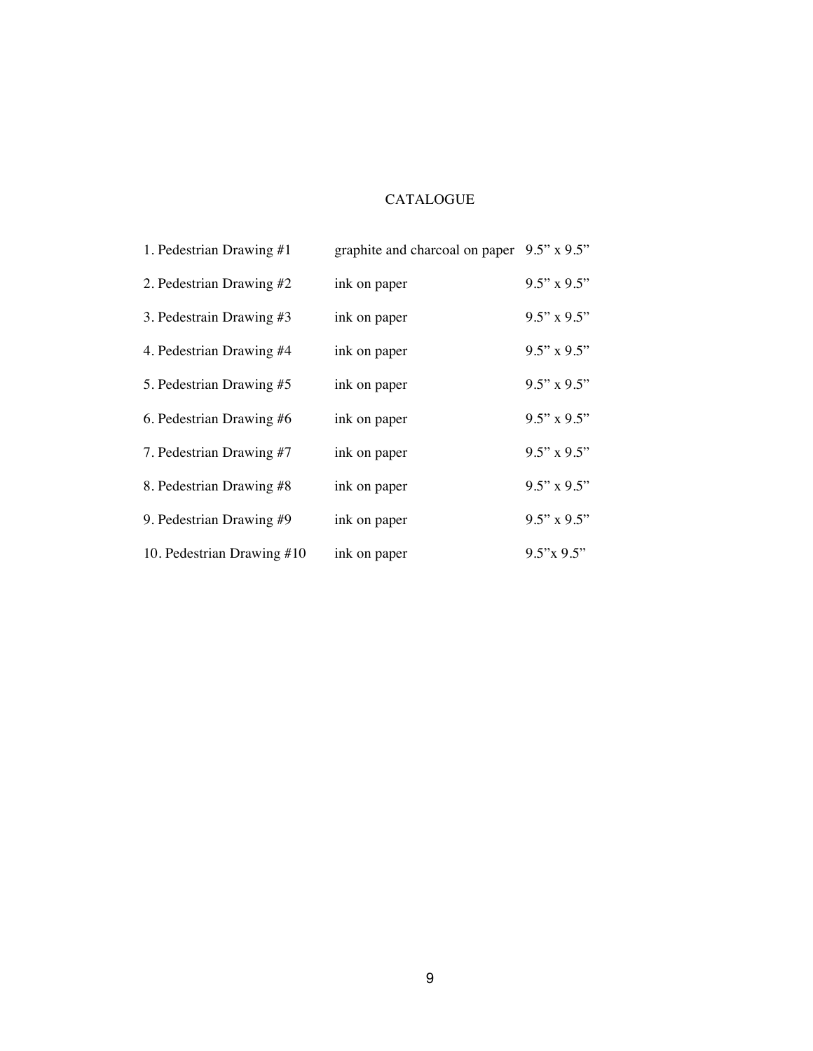# CATALOGUE

| | | |
|---|---|---|
| 1. Pedestrian Drawing #1 | graphite and charcoal on paper | 9.5" x 9.5" |
| 2. Pedestrian Drawing #2 | ink on paper | 9.5" x 9.5" |
| 3. Pedestrain Drawing #3 | ink on paper | 9.5" x 9.5" |
| 4. Pedestrian Drawing #4 | ink on paper | 9.5" x 9.5" |
| 5. Pedestrian Drawing #5 | ink on paper | 9.5" x 9.5" |
| 6. Pedestrian Drawing #6 | ink on paper | 9.5" x 9.5" |
| 7. Pedestrian Drawing #7 | ink on paper | 9.5" x 9.5" |
| 8. Pedestrian Drawing #8 | ink on paper | 9.5" x 9.5" |
| 9. Pedestrian Drawing #9 | ink on paper | 9.5" x 9.5" |
| 10. Pedestrian Drawing #10 | ink on paper | 9.5"x 9.5" |